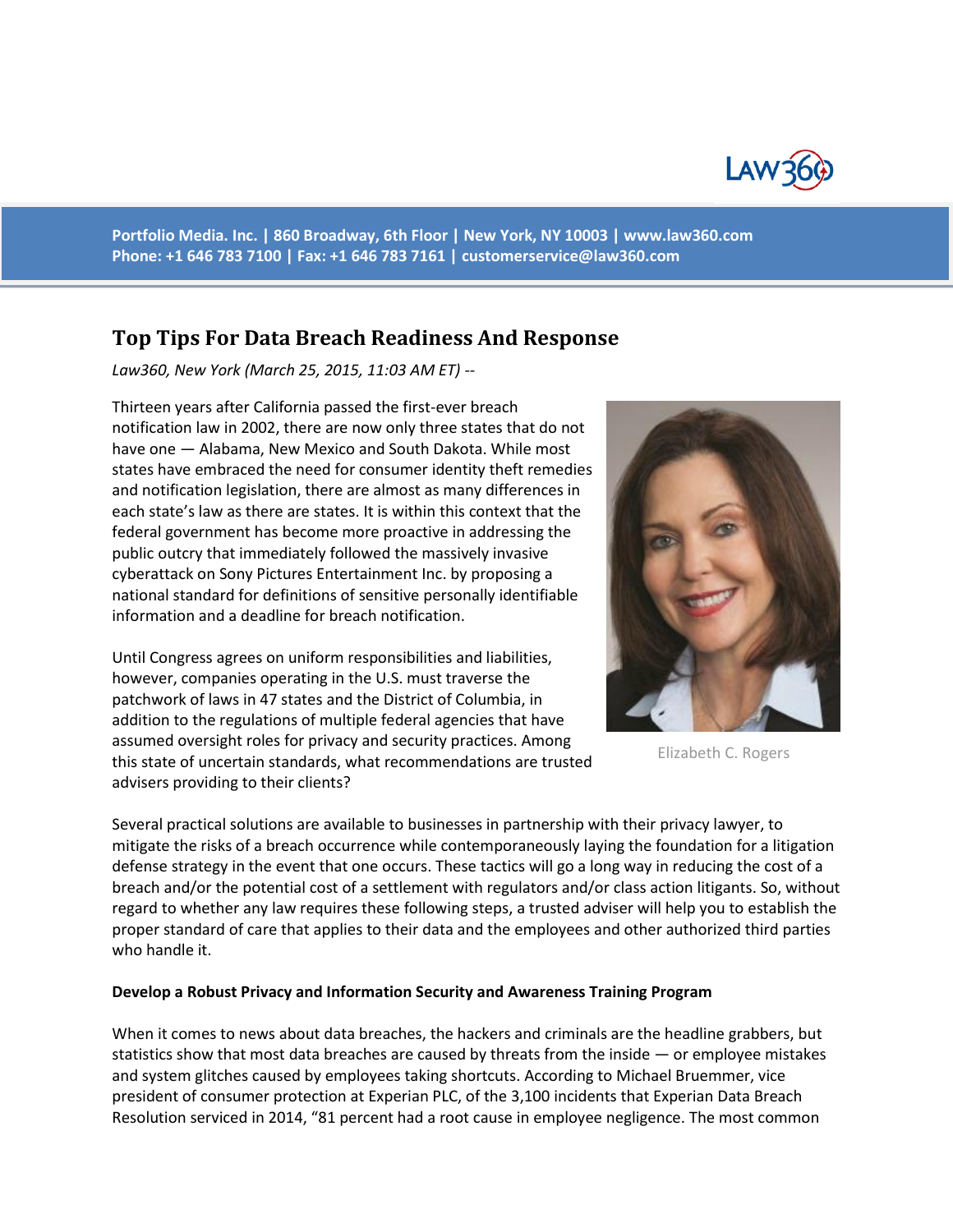Portfolio Media. Inc. | 860 Broadway, 6th Floor | New York, NY 10003 | www.law360.com
Phone: +1 646 783 7100 | Fax: +1 646 783 7161 | customerservice@law360.com

# Top Tips For Data Breach Readiness And Response

*Law360, New York (March 25, 2015, 11:03 AM ET) --*

Thirteen years after California passed the first-ever breach notification law in 2002, there are now only three states that do not have one — Alabama, New Mexico and South Dakota. While most states have embraced the need for consumer identity theft remedies and notification legislation, there are almost as many differences in each state's law as there are states. It is within this context that the federal government has become more proactive in addressing the public outcry that immediately followed the massively invasive cyberattack on Sony Pictures Entertainment Inc. by proposing a national standard for definitions of sensitive personally identifiable information and a deadline for breach notification.

Elizabeth C. Rogers

Until Congress agrees on uniform responsibilities and liabilities, however, companies operating in the U.S. must traverse the patchwork of laws in 47 states and the District of Columbia, in addition to the regulations of multiple federal agencies that have assumed oversight roles for privacy and security practices. Among this state of uncertain standards, what recommendations are trusted advisers providing to their clients?

Several practical solutions are available to businesses in partnership with their privacy lawyer, to mitigate the risks of a breach occurrence while contemporaneously laying the foundation for a litigation defense strategy in the event that one occurs. These tactics will go a long way in reducing the cost of a breach and/or the potential cost of a settlement with regulators and/or class action litigants. So, without regard to whether any law requires these following steps, a trusted adviser will help you to establish the proper standard of care that applies to their data and the employees and other authorized third parties who handle it.

**Develop a Robust Privacy and Information Security and Awareness Training Program**

When it comes to news about data breaches, the hackers and criminals are the headline grabbers, but statistics show that most data breaches are caused by threats from the inside — or employee mistakes and system glitches caused by employees taking shortcuts. According to Michael Bruemmer, vice president of consumer protection at Experian PLC, of the 3,100 incidents that Experian Data Breach Resolution serviced in 2014, "81 percent had a root cause in employee negligence. The most common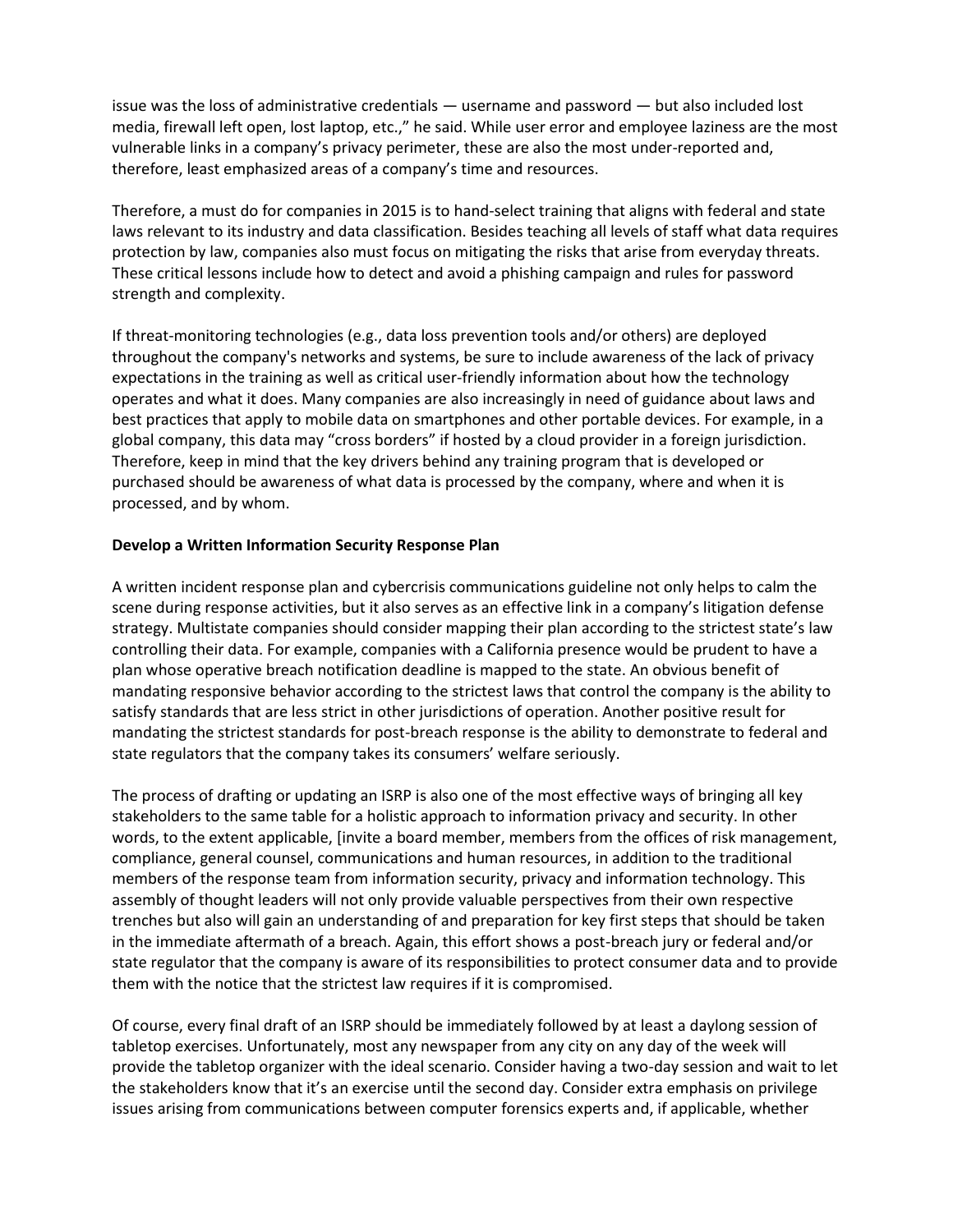issue was the loss of administrative credentials — username and password — but also included lost media, firewall left open, lost laptop, etc.," he said. While user error and employee laziness are the most vulnerable links in a company's privacy perimeter, these are also the most under-reported and, therefore, least emphasized areas of a company's time and resources.

Therefore, a must do for companies in 2015 is to hand-select training that aligns with federal and state laws relevant to its industry and data classification. Besides teaching all levels of staff what data requires protection by law, companies also must focus on mitigating the risks that arise from everyday threats. These critical lessons include how to detect and avoid a phishing campaign and rules for password strength and complexity.

If threat-monitoring technologies (e.g., data loss prevention tools and/or others) are deployed throughout the company's networks and systems, be sure to include awareness of the lack of privacy expectations in the training as well as critical user-friendly information about how the technology operates and what it does. Many companies are also increasingly in need of guidance about laws and best practices that apply to mobile data on smartphones and other portable devices. For example, in a global company, this data may "cross borders" if hosted by a cloud provider in a foreign jurisdiction. Therefore, keep in mind that the key drivers behind any training program that is developed or purchased should be awareness of what data is processed by the company, where and when it is processed, and by whom.

**Develop a Written Information Security Response Plan**

A written incident response plan and cybercrisis communications guideline not only helps to calm the scene during response activities, but it also serves as an effective link in a company's litigation defense strategy. Multistate companies should consider mapping their plan according to the strictest state's law controlling their data. For example, companies with a California presence would be prudent to have a plan whose operative breach notification deadline is mapped to the state. An obvious benefit of mandating responsive behavior according to the strictest laws that control the company is the ability to satisfy standards that are less strict in other jurisdictions of operation. Another positive result for mandating the strictest standards for post-breach response is the ability to demonstrate to federal and state regulators that the company takes its consumers' welfare seriously.

The process of drafting or updating an ISRP is also one of the most effective ways of bringing all key stakeholders to the same table for a holistic approach to information privacy and security. In other words, to the extent applicable, [invite a board member, members from the offices of risk management, compliance, general counsel, communications and human resources, in addition to the traditional members of the response team from information security, privacy and information technology. This assembly of thought leaders will not only provide valuable perspectives from their own respective trenches but also will gain an understanding of and preparation for key first steps that should be taken in the immediate aftermath of a breach. Again, this effort shows a post-breach jury or federal and/or state regulator that the company is aware of its responsibilities to protect consumer data and to provide them with the notice that the strictest law requires if it is compromised.

Of course, every final draft of an ISRP should be immediately followed by at least a daylong session of tabletop exercises. Unfortunately, most any newspaper from any city on any day of the week will provide the tabletop organizer with the ideal scenario. Consider having a two-day session and wait to let the stakeholders know that it's an exercise until the second day. Consider extra emphasis on privilege issues arising from communications between computer forensics experts and, if applicable, whether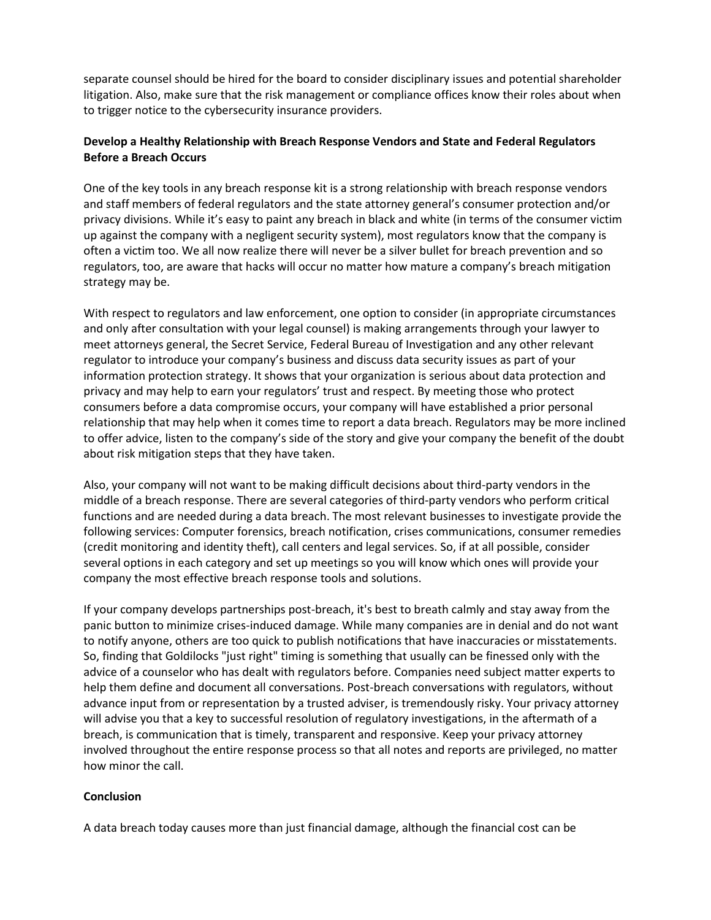separate counsel should be hired for the board to consider disciplinary issues and potential shareholder litigation. Also, make sure that the risk management or compliance offices know their roles about when to trigger notice to the cybersecurity insurance providers.

**Develop a Healthy Relationship with Breach Response Vendors and State and Federal Regulators Before a Breach Occurs**

One of the key tools in any breach response kit is a strong relationship with breach response vendors and staff members of federal regulators and the state attorney general's consumer protection and/or privacy divisions. While it's easy to paint any breach in black and white (in terms of the consumer victim up against the company with a negligent security system), most regulators know that the company is often a victim too. We all now realize there will never be a silver bullet for breach prevention and so regulators, too, are aware that hacks will occur no matter how mature a company's breach mitigation strategy may be.

With respect to regulators and law enforcement, one option to consider (in appropriate circumstances and only after consultation with your legal counsel) is making arrangements through your lawyer to meet attorneys general, the Secret Service, Federal Bureau of Investigation and any other relevant regulator to introduce your company's business and discuss data security issues as part of your information protection strategy. It shows that your organization is serious about data protection and privacy and may help to earn your regulators' trust and respect. By meeting those who protect consumers before a data compromise occurs, your company will have established a prior personal relationship that may help when it comes time to report a data breach. Regulators may be more inclined to offer advice, listen to the company's side of the story and give your company the benefit of the doubt about risk mitigation steps that they have taken.

Also, your company will not want to be making difficult decisions about third-party vendors in the middle of a breach response. There are several categories of third-party vendors who perform critical functions and are needed during a data breach. The most relevant businesses to investigate provide the following services: Computer forensics, breach notification, crises communications, consumer remedies (credit monitoring and identity theft), call centers and legal services. So, if at all possible, consider several options in each category and set up meetings so you will know which ones will provide your company the most effective breach response tools and solutions.

If your company develops partnerships post-breach, it's best to breath calmly and stay away from the panic button to minimize crises-induced damage. While many companies are in denial and do not want to notify anyone, others are too quick to publish notifications that have inaccuracies or misstatements. So, finding that Goldilocks "just right" timing is something that usually can be finessed only with the advice of a counselor who has dealt with regulators before. Companies need subject matter experts to help them define and document all conversations. Post-breach conversations with regulators, without advance input from or representation by a trusted adviser, is tremendously risky. Your privacy attorney will advise you that a key to successful resolution of regulatory investigations, in the aftermath of a breach, is communication that is timely, transparent and responsive. Keep your privacy attorney involved throughout the entire response process so that all notes and reports are privileged, no matter how minor the call.

**Conclusion**

A data breach today causes more than just financial damage, although the financial cost can be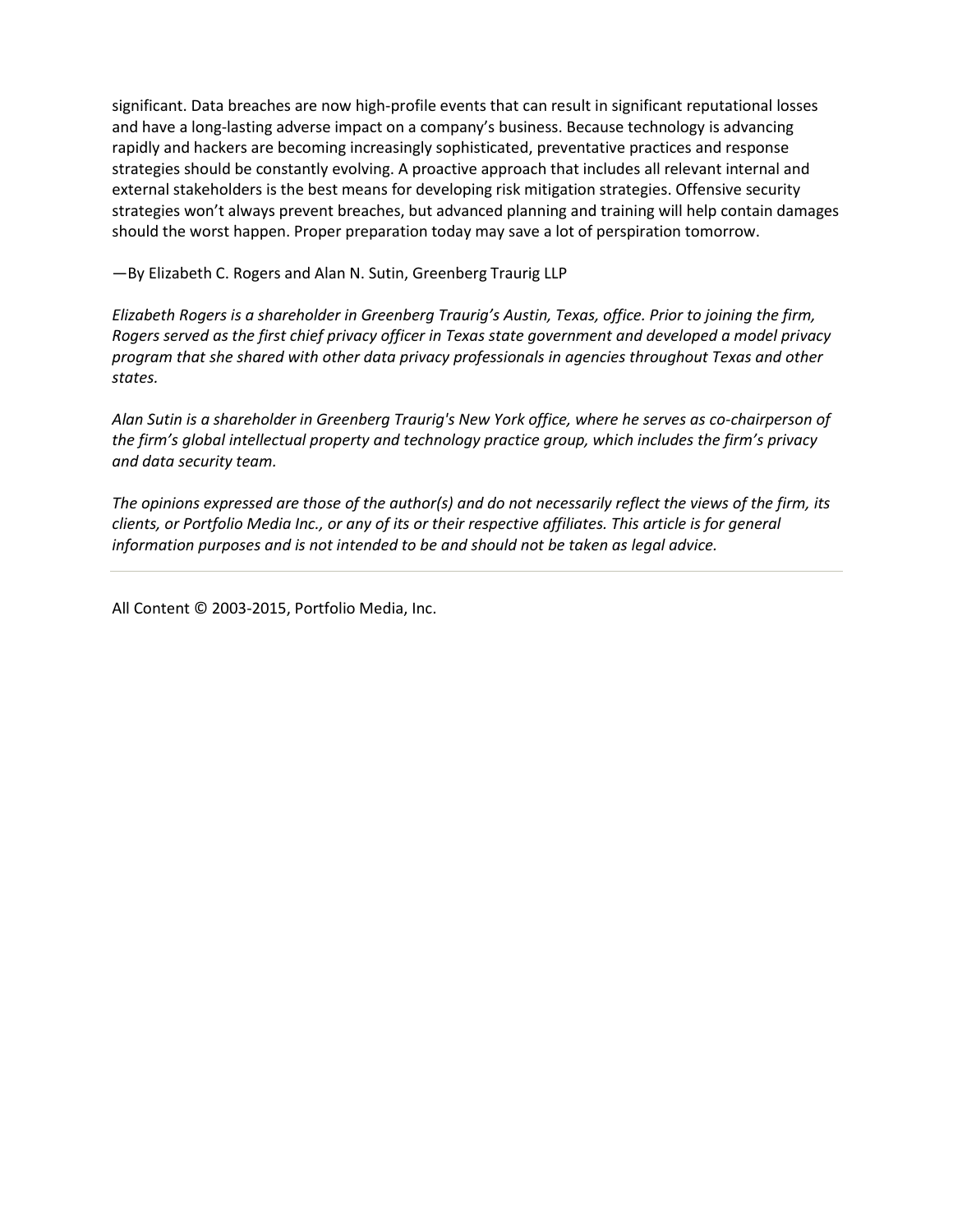significant. Data breaches are now high-profile events that can result in significant reputational losses and have a long-lasting adverse impact on a company's business. Because technology is advancing rapidly and hackers are becoming increasingly sophisticated, preventative practices and response strategies should be constantly evolving. A proactive approach that includes all relevant internal and external stakeholders is the best means for developing risk mitigation strategies. Offensive security strategies won't always prevent breaches, but advanced planning and training will help contain damages should the worst happen. Proper preparation today may save a lot of perspiration tomorrow.

—By Elizabeth C. Rogers and Alan N. Sutin, Greenberg Traurig LLP

*Elizabeth Rogers is a shareholder in Greenberg Traurig's Austin, Texas, office. Prior to joining the firm, Rogers served as the first chief privacy officer in Texas state government and developed a model privacy program that she shared with other data privacy professionals in agencies throughout Texas and other states.*

*Alan Sutin is a shareholder in Greenberg Traurig's New York office, where he serves as co-chairperson of the firm's global intellectual property and technology practice group, which includes the firm's privacy and data security team.*

*The opinions expressed are those of the author(s) and do not necessarily reflect the views of the firm, its clients, or Portfolio Media Inc., or any of its or their respective affiliates. This article is for general information purposes and is not intended to be and should not be taken as legal advice.*

---

All Content © 2003-2015, Portfolio Media, Inc.